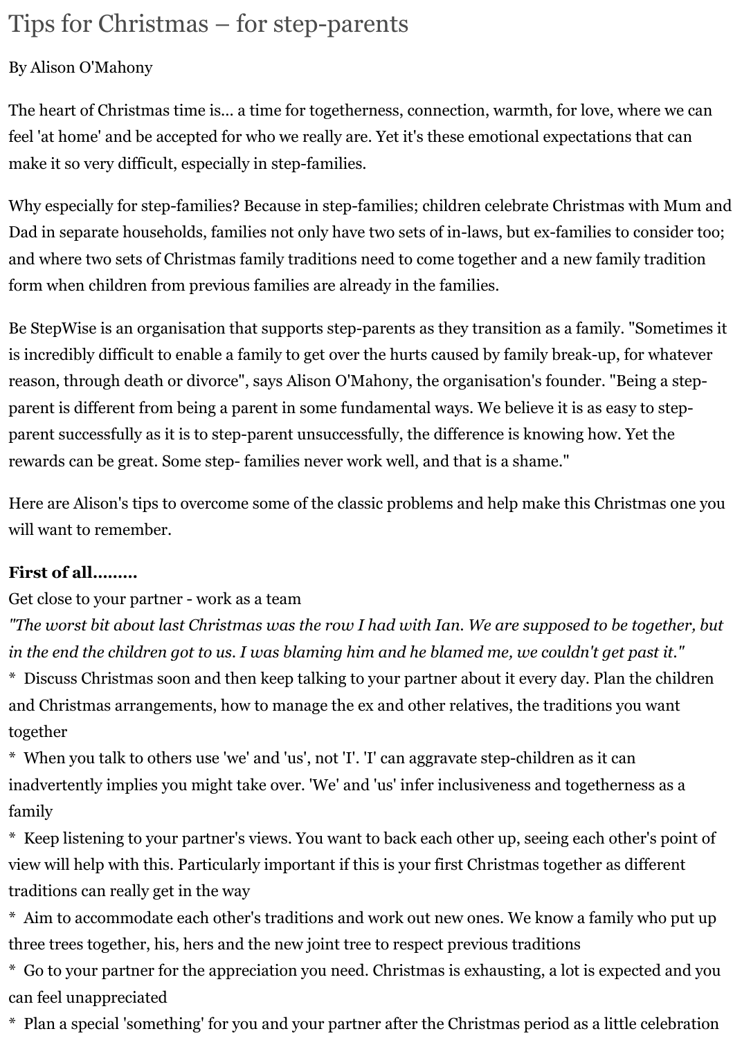# Tips for Christmas – for step-parents

By Alison O'Mahony

The heart of Christmas time is... a time for togetherness, connection, warmth, for love, where we can feel 'at home' and be accepted for who we really are. Yet it's these emotional expectations that can make it so very difficult, especially in step-families.

Why especially for step-families? Because in step-families; children celebrate Christmas with Mum and Dad in separate households, families not only have two sets of in-laws, but ex-families to consider too; and where two sets of Christmas family traditions need to come together and a new family tradition form when children from previous families are already in the families.

Be StepWise is an organisation that supports step-parents as they transition as a family. "Sometimes it is incredibly difficult to enable a family to get over the hurts caused by family break-up, for whatever reason, through death or divorce", says Alison O'Mahony, the organisation's founder. "Being a step-parent is different from being a parent in some fundamental ways. We believe it is as easy to step-parent successfully as it is to step-parent unsuccessfully, the difference is knowing how. Yet the rewards can be great. Some step- families never work well, and that is a shame."

Here are Alison's tips to overcome some of the classic problems and help make this Christmas one you will want to remember.

**First of all.........**

Get close to your partner - work as a team

*"The worst bit about last Christmas was the row I had with Ian. We are supposed to be together, but in the end the children got to us. I was blaming him and he blamed me, we couldn't get past it."*

* Discuss Christmas soon and then keep talking to your partner about it every day. Plan the children and Christmas arrangements, how to manage the ex and other relatives, the traditions you want together
* When you talk to others use 'we' and 'us', not 'I'. 'I' can aggravate step-children as it can inadvertently implies you might take over. 'We' and 'us' infer inclusiveness and togetherness as a family
* Keep listening to your partner's views. You want to back each other up, seeing each other's point of view will help with this. Particularly important if this is your first Christmas together as different traditions can really get in the way
* Aim to accommodate each other's traditions and work out new ones. We know a family who put up three trees together, his, hers and the new joint tree to respect previous traditions
* Go to your partner for the appreciation you need. Christmas is exhausting, a lot is expected and you can feel unappreciated
* Plan a special 'something' for you and your partner after the Christmas period as a little celebration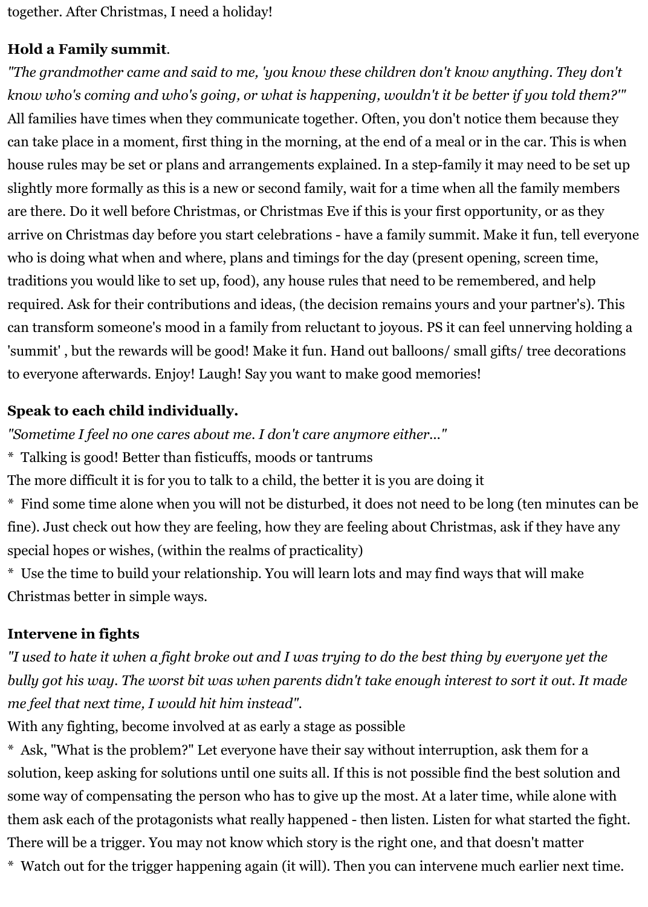together. After Christmas, I need a holiday!

**Hold a Family summit**.

*"The grandmother came and said to me, 'you know these children don't know anything. They don't know who's coming and who's going, or what is happening, wouldn't it be better if you told them?'"*

All families have times when they communicate together. Often, you don't notice them because they can take place in a moment, first thing in the morning, at the end of a meal or in the car. This is when house rules may be set or plans and arrangements explained. In a step-family it may need to be set up slightly more formally as this is a new or second family, wait for a time when all the family members are there. Do it well before Christmas, or Christmas Eve if this is your first opportunity, or as they arrive on Christmas day before you start celebrations - have a family summit. Make it fun, tell everyone who is doing what when and where, plans and timings for the day (present opening, screen time, traditions you would like to set up, food), any house rules that need to be remembered, and help required. Ask for their contributions and ideas, (the decision remains yours and your partner's). This can transform someone's mood in a family from reluctant to joyous. PS it can feel unnerving holding a 'summit' , but the rewards will be good! Make it fun. Hand out balloons/ small gifts/ tree decorations to everyone afterwards. Enjoy! Laugh! Say you want to make good memories!

**Speak to each child individually.**

*"Sometime I feel no one cares about me. I don't care anymore either..."*

\* Talking is good! Better than fisticuffs, moods or tantrums

The more difficult it is for you to talk to a child, the better it is you are doing it

\* Find some time alone when you will not be disturbed, it does not need to be long (ten minutes can be fine). Just check out how they are feeling, how they are feeling about Christmas, ask if they have any special hopes or wishes, (within the realms of practicality)

\* Use the time to build your relationship. You will learn lots and may find ways that will make Christmas better in simple ways.

**Intervene in fights**

*"I used to hate it when a fight broke out and I was trying to do the best thing by everyone yet the bully got his way. The worst bit was when parents didn't take enough interest to sort it out. It made me feel that next time, I would hit him instead".*

With any fighting, become involved at as early a stage as possible

\* Ask, "What is the problem?" Let everyone have their say without interruption, ask them for a solution, keep asking for solutions until one suits all. If this is not possible find the best solution and some way of compensating the person who has to give up the most. At a later time, while alone with them ask each of the protagonists what really happened - then listen. Listen for what started the fight. There will be a trigger. You may not know which story is the right one, and that doesn't matter

\* Watch out for the trigger happening again (it will). Then you can intervene much earlier next time.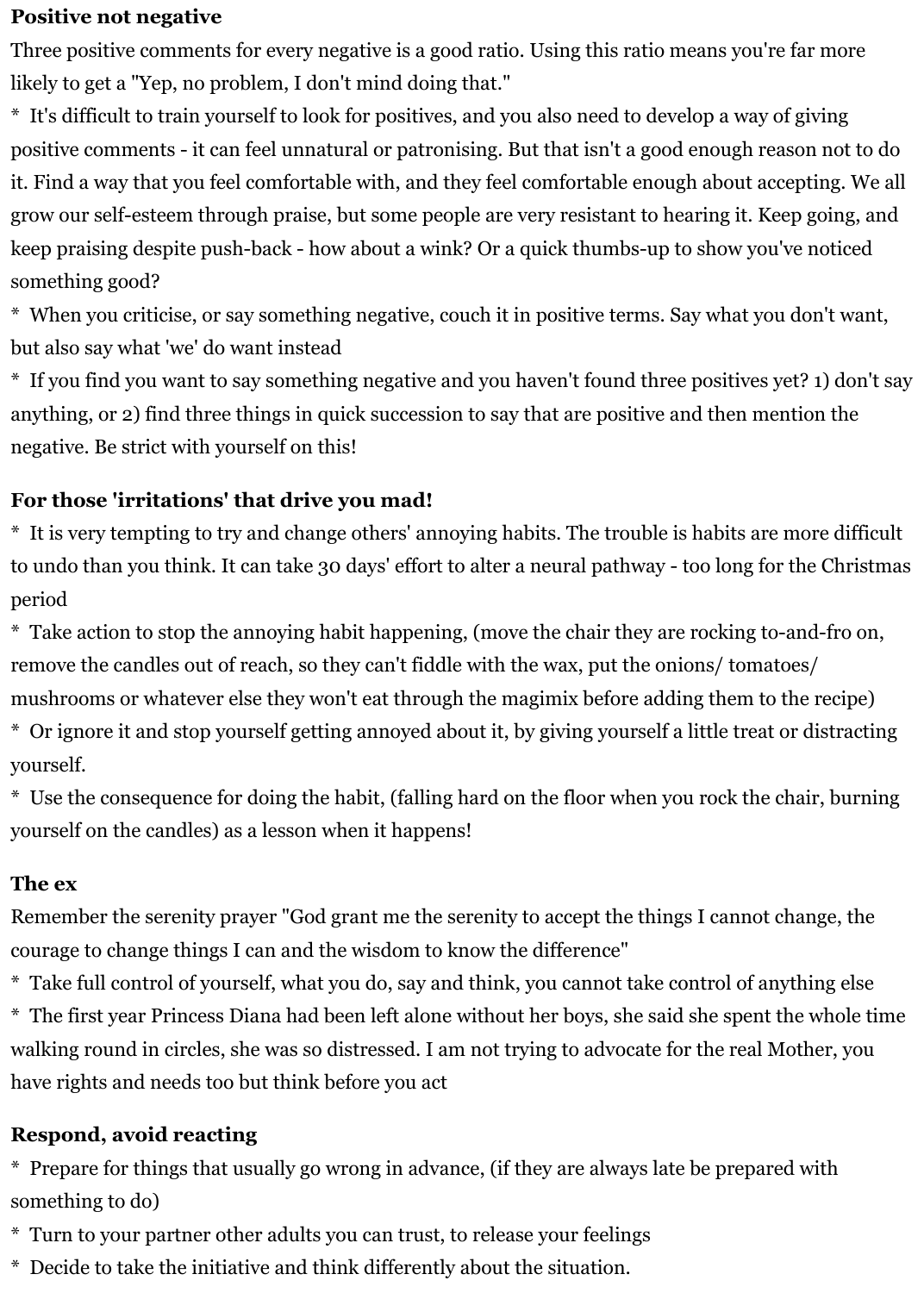**Positive not negative**

Three positive comments for every negative is a good ratio. Using this ratio means you're far more likely to get a "Yep, no problem, I don't mind doing that."

* It's difficult to train yourself to look for positives, and you also need to develop a way of giving positive comments - it can feel unnatural or patronising. But that isn't a good enough reason not to do it. Find a way that you feel comfortable with, and they feel comfortable enough about accepting. We all grow our self-esteem through praise, but some people are very resistant to hearing it. Keep going, and keep praising despite push-back - how about a wink? Or a quick thumbs-up to show you've noticed something good?
* When you criticise, or say something negative, couch it in positive terms. Say what you don't want, but also say what 'we' do want instead
* If you find you want to say something negative and you haven't found three positives yet? 1) don't say anything, or 2) find three things in quick succession to say that are positive and then mention the negative. Be strict with yourself on this!

**For those 'irritations' that drive you mad!**

* It is very tempting to try and change others' annoying habits. The trouble is habits are more difficult to undo than you think. It can take 30 days' effort to alter a neural pathway - too long for the Christmas period
* Take action to stop the annoying habit happening, (move the chair they are rocking to-and-fro on, remove the candles out of reach, so they can't fiddle with the wax, put the onions/ tomatoes/ mushrooms or whatever else they won't eat through the magimix before adding them to the recipe)
* Or ignore it and stop yourself getting annoyed about it, by giving yourself a little treat or distracting yourself.
* Use the consequence for doing the habit, (falling hard on the floor when you rock the chair, burning yourself on the candles) as a lesson when it happens!

**The ex**

Remember the serenity prayer "God grant me the serenity to accept the things I cannot change, the courage to change things I can and the wisdom to know the difference"

* Take full control of yourself, what you do, say and think, you cannot take control of anything else
* The first year Princess Diana had been left alone without her boys, she said she spent the whole time walking round in circles, she was so distressed. I am not trying to advocate for the real Mother, you have rights and needs too but think before you act

**Respond, avoid reacting**

* Prepare for things that usually go wrong in advance, (if they are always late be prepared with something to do)
* Turn to your partner other adults you can trust, to release your feelings
* Decide to take the initiative and think differently about the situation.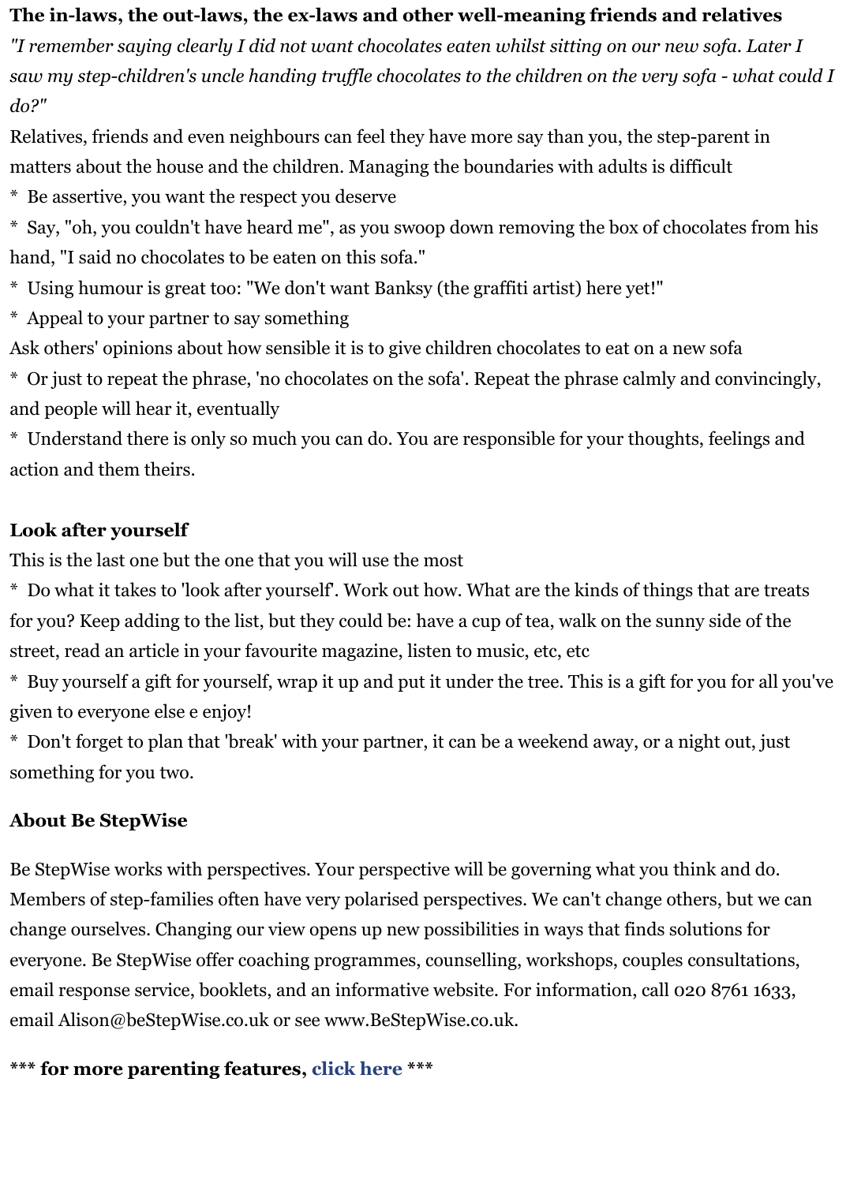**The in-laws, the out-laws, the ex-laws and other well-meaning friends and relatives**

*"I remember saying clearly I did not want chocolates eaten whilst sitting on our new sofa. Later I saw my step-children's uncle handing truffle chocolates to the children on the very sofa - what could I do?"*

Relatives, friends and even neighbours can feel they have more say than you, the step-parent in matters about the house and the children. Managing the boundaries with adults is difficult

* Be assertive, you want the respect you deserve
* Say, "oh, you couldn't have heard me", as you swoop down removing the box of chocolates from his hand, "I said no chocolates to be eaten on this sofa."
* Using humour is great too: "We don't want Banksy (the graffiti artist) here yet!"
* Appeal to your partner to say something

Ask others' opinions about how sensible it is to give children chocolates to eat on a new sofa

* Or just to repeat the phrase, 'no chocolates on the sofa'. Repeat the phrase calmly and convincingly, and people will hear it, eventually
* Understand there is only so much you can do. You are responsible for your thoughts, feelings and action and them theirs.

**Look after yourself**

This is the last one but the one that you will use the most

* Do what it takes to 'look after yourself'. Work out how. What are the kinds of things that are treats for you? Keep adding to the list, but they could be: have a cup of tea, walk on the sunny side of the street, read an article in your favourite magazine, listen to music, etc, etc
* Buy yourself a gift for yourself, wrap it up and put it under the tree. This is a gift for you for all you've given to everyone else e enjoy!
* Don't forget to plan that 'break' with your partner, it can be a weekend away, or a night out, just something for you two.

**About Be StepWise**

Be StepWise works with perspectives. Your perspective will be governing what you think and do. Members of step-families often have very polarised perspectives. We can't change others, but we can change ourselves. Changing our view opens up new possibilities in ways that finds solutions for everyone. Be StepWise offer coaching programmes, counselling, workshops, couples consultations, email response service, booklets, and an informative website. For information, call 020 8761 1633, email Alison@beStepWise.co.uk or see www.BeStepWise.co.uk.

*** **for more parenting features, click here** ***